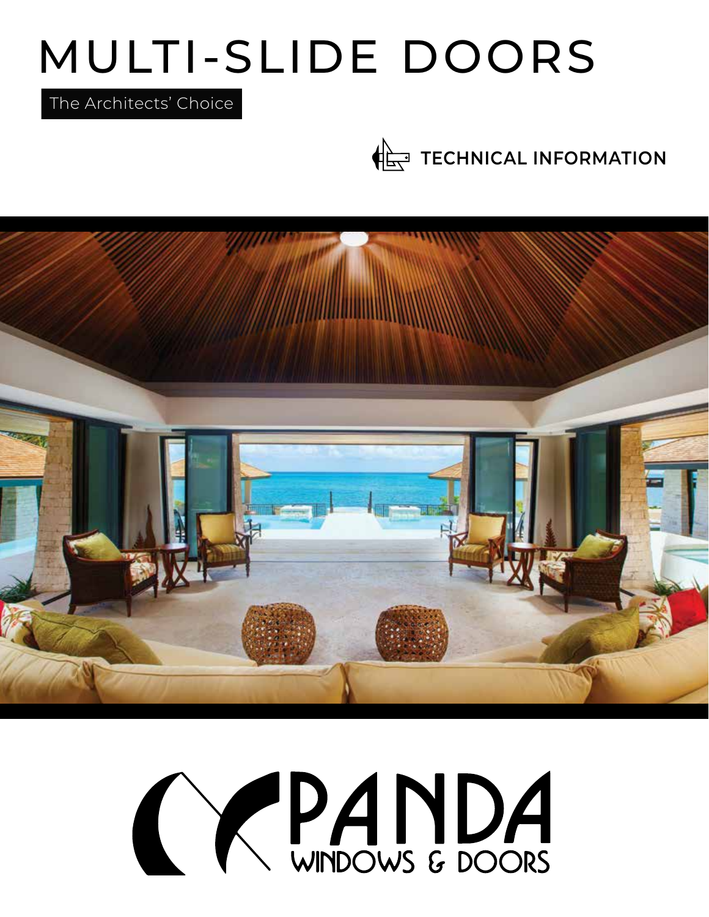# MULTI-SLIDE DOORS

The Architects' Choice

**TECHNICAL INFORMATION**

PANDA

WINDOWS & DOORS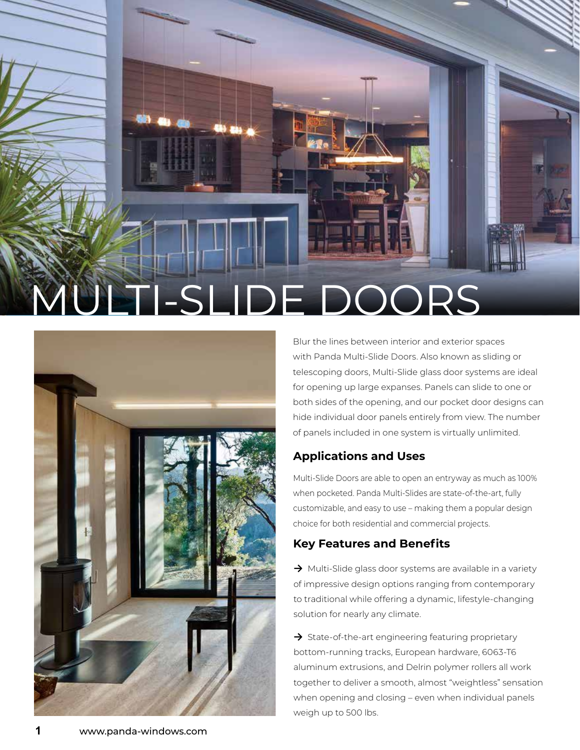# MULTI-SLIDE DOORS

Blur the lines between interior and exterior spaces with Panda Multi-Slide Doors. Also known as sliding or telescoping doors, Multi-Slide glass door systems are ideal for opening up large expanses. Panels can slide to one or both sides of the opening, and our pocket door designs can hide individual door panels entirely from view. The number of panels included in one system is virtually unlimited.

## Applications and Uses

Multi-Slide Doors are able to open an entryway as much as 100% when pocketed. Panda Multi-Slides are state-of-the-art, fully customizable, and easy to use – making them a popular design choice for both residential and commercial projects.

## Key Features and Benefits

→ Multi-Slide glass door systems are available in a variety of impressive design options ranging from contemporary to traditional while offering a dynamic, lifestyle-changing solution for nearly any climate.

→ State-of-the-art engineering featuring proprietary bottom-running tracks, European hardware, 6063-T6 aluminum extrusions, and Delrin polymer rollers all work together to deliver a smooth, almost "weightless" sensation when opening and closing – even when individual panels weigh up to 500 lbs.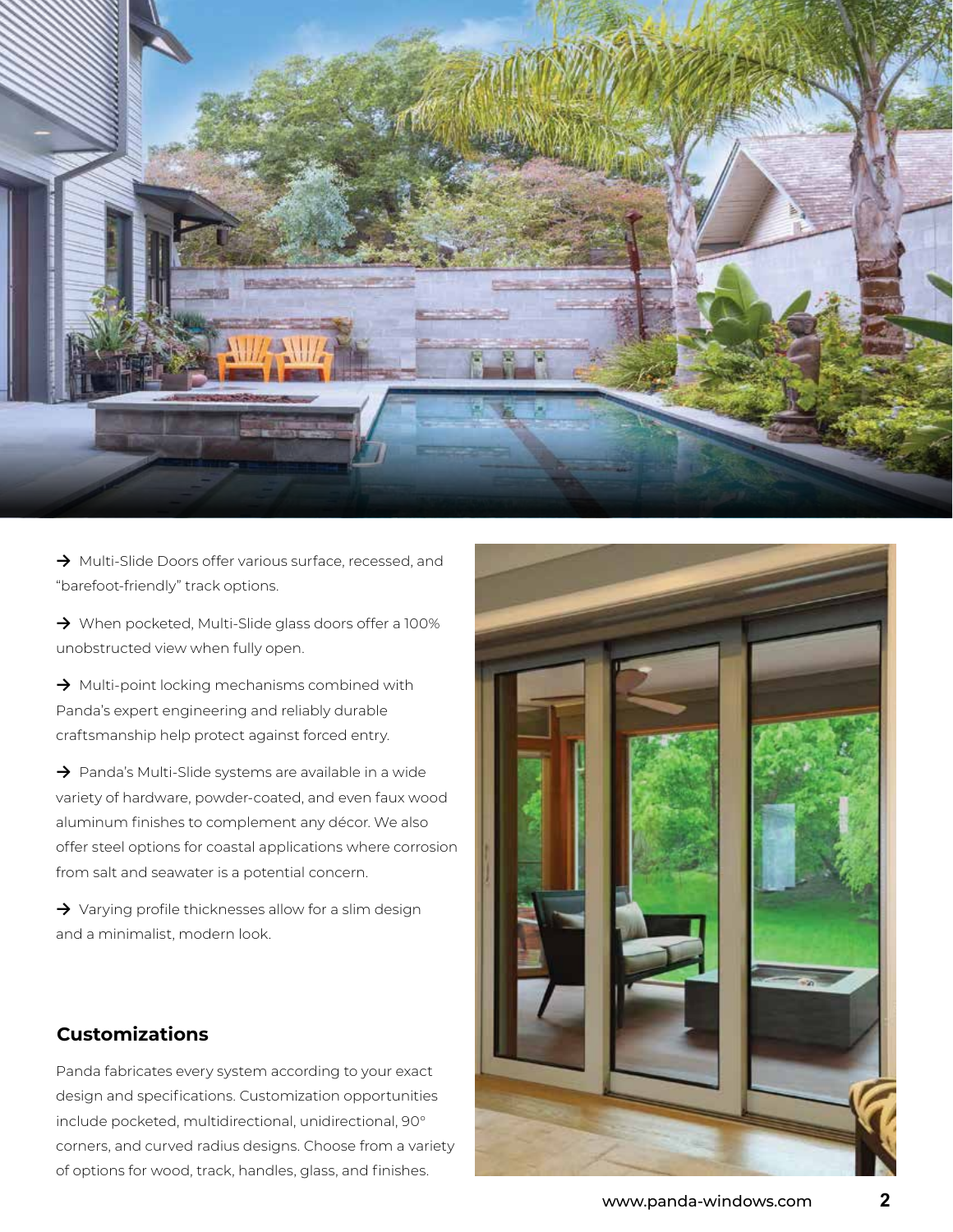→ Multi-Slide Doors offer various surface, recessed, and “barefoot-friendly” track options.

→ When pocketed, Multi-Slide glass doors offer a 100% unobstructed view when fully open.

→ Multi-point locking mechanisms combined with Panda’s expert engineering and reliably durable craftsmanship help protect against forced entry.

→ Panda’s Multi-Slide systems are available in a wide variety of hardware, powder-coated, and even faux wood aluminum finishes to complement any décor. We also offer steel options for coastal applications where corrosion from salt and seawater is a potential concern.

→ Varying profile thicknesses allow for a slim design and a minimalist, modern look.

## Customizations

Panda fabricates every system according to your exact design and specifications. Customization opportunities include pocketed, multidirectional, unidirectional, 90° corners, and curved radius designs. Choose from a variety of options for wood, track, handles, glass, and finishes.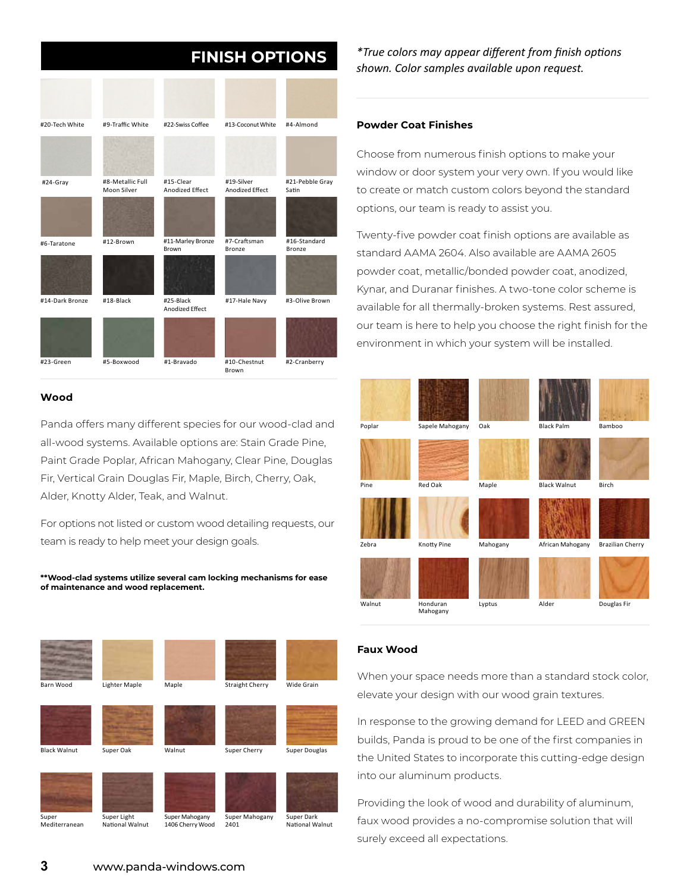## FINISH OPTIONS

#20-Tech White | #9-Traffic White | #22-Swiss Coffee | #13-Coconut White | #4-Almond

#24-Gray | #8-Metallic Full Moon Silver | #15-Clear Anodized Effect | #19-Silver Anodized Effect | #21-Pebble Gray Satin

#6-Taratone | #12-Brown | #11-Marley Bronze Brown | #7-Craftsman Bronze | #16-Standard Bronze

#14-Dark Bronze | #18-Black | #25-Black Anodized Effect | #17-Hale Navy | #3-Olive Brown

#23-Green | #5-Boxwood | #1-Bravado | #10-Chestnut Brown | #2-Cranberry

### Wood

Panda offers many different species for our wood-clad and all-wood systems. Available options are: Stain Grade Pine, Paint Grade Poplar, African Mahogany, Clear Pine, Douglas Fir, Vertical Grain Douglas Fir, Maple, Birch, Cherry, Oak, Alder, Knotty Alder, Teak, and Walnut.

For options not listed or custom wood detailing requests, our team is ready to help meet your design goals.

**\*\*Wood-clad systems utilize several cam locking mechanisms for ease of maintenance and wood replacement.**

Barn Wood | Lighter Maple | Maple | Straight Cherry | Wide Grain

Black Walnut | Super Oak | Walnut | Super Cherry | Super Douglas

Super Mediterranean | Super Light National Walnut | Super Mahogany 1406 Cherry Wood | Super Mahogany 2401 | Super Dark National Walnut

*\*True colors may appear different from finish options shown. Color samples available upon request.*

### Powder Coat Finishes

Choose from numerous finish options to make your window or door system your very own. If you would like to create or match custom colors beyond the standard options, our team is ready to assist you.

Twenty-five powder coat finish options are available as standard AAMA 2604. Also available are AAMA 2605 powder coat, metallic/bonded powder coat, anodized, Kynar, and Duranar finishes. A two-tone color scheme is available for all thermally-broken systems. Rest assured, our team is here to help you choose the right finish for the environment in which your system will be installed.

Poplar | Sapele Mahogany | Oak | Black Palm | Bamboo

Pine | Red Oak | Maple | Black Walnut | Birch

Zebra | Knotty Pine | Mahogany | African Mahogany | Brazilian Cherry

Walnut | Honduran Mahogany | Lyptus | Alder | Douglas Fir

### Faux Wood

When your space needs more than a standard stock color, elevate your design with our wood grain textures.

In response to the growing demand for LEED and GREEN builds, Panda is proud to be one of the first companies in the United States to incorporate this cutting-edge design into our aluminum products.

Providing the look of wood and durability of aluminum, faux wood provides a no-compromise solution that will surely exceed all expectations.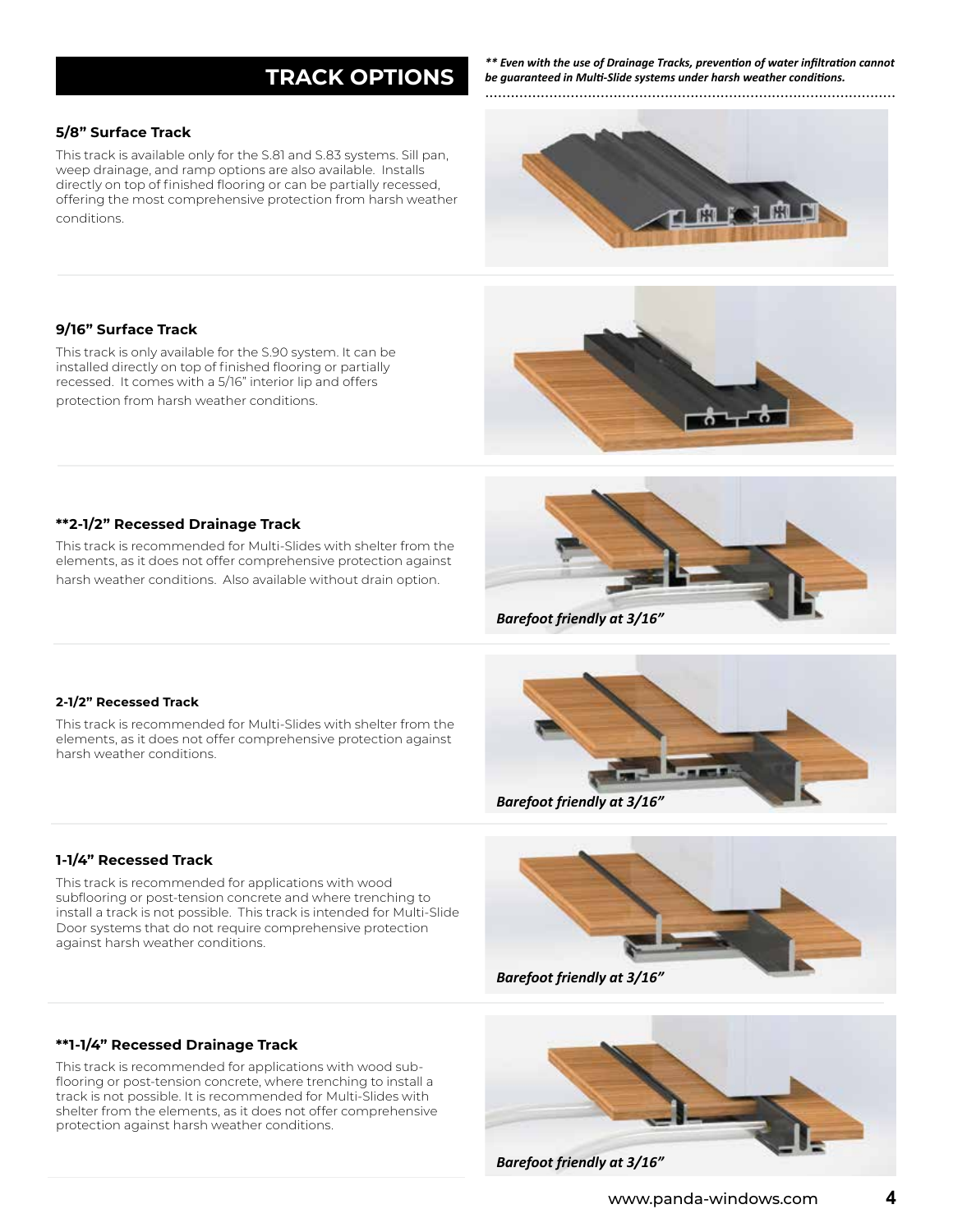## TRACK OPTIONS

***\*\* Even with the use of Drainage Tracks, prevention of water infiltration cannot be guaranteed in Multi-Slide systems under harsh weather conditions.***

### 5/8" Surface Track

This track is available only for the S.81 and S.83 systems. Sill pan, weep drainage, and ramp options are also available. Installs directly on top of finished flooring or can be partially recessed, offering the most comprehensive protection from harsh weather conditions.

### 9/16" Surface Track

This track is only available for the S.90 system. It can be installed directly on top of finished flooring or partially recessed. It comes with a 5/16" interior lip and offers protection from harsh weather conditions.

### **2-1/2" Recessed Drainage Track

This track is recommended for Multi-Slides with shelter from the elements, as it does not offer comprehensive protection against harsh weather conditions. Also available without drain option.

*Barefoot friendly at 3/16"*

### 2-1/2" Recessed Track

This track is recommended for Multi-Slides with shelter from the elements, as it does not offer comprehensive protection against harsh weather conditions.

*Barefoot friendly at 3/16"*

### 1-1/4" Recessed Track

This track is recommended for applications with wood subflooring or post-tension concrete and where trenching to install a track is not possible. This track is intended for Multi-Slide Door systems that do not require comprehensive protection against harsh weather conditions.

*Barefoot friendly at 3/16"*

### **1-1/4" Recessed Drainage Track

This track is recommended for applications with wood sub-flooring or post-tension concrete, where trenching to install a track is not possible. It is recommended for Multi-Slides with shelter from the elements, as it does not offer comprehensive protection against harsh weather conditions.

*Barefoot friendly at 3/16"*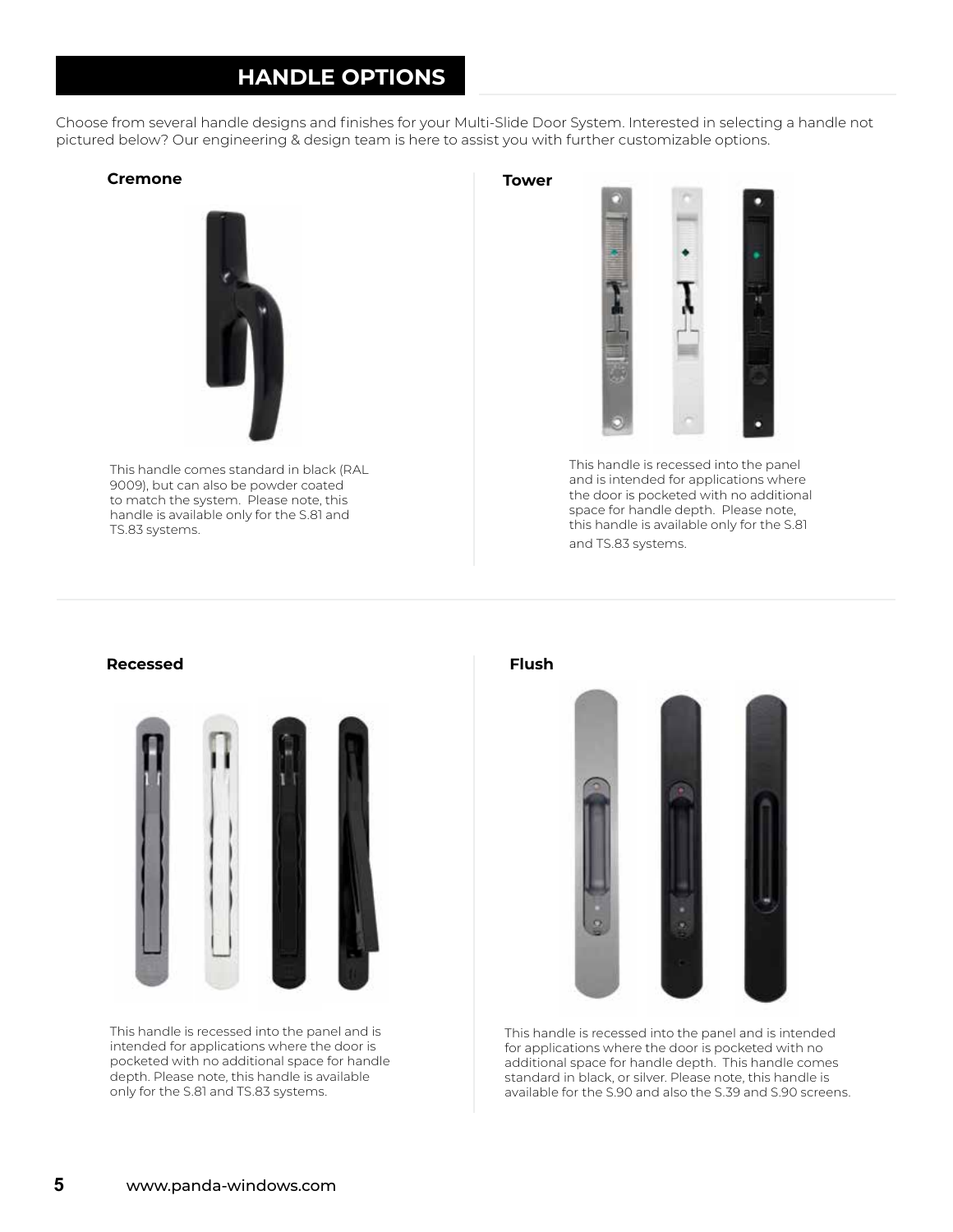## HANDLE OPTIONS

Choose from several handle designs and finishes for your Multi-Slide Door System. Interested in selecting a handle not pictured below? Our engineering & design team is here to assist you with further customizable options.

### Cremone

This handle comes standard in black (RAL 9009), but can also be powder coated to match the system. Please note, this handle is available only for the S.81 and TS.83 systems.

### Tower

This handle is recessed into the panel and is intended for applications where the door is pocketed with no additional space for handle depth. Please note, this handle is available only for the S.81 and TS.83 systems.

### Recessed

This handle is recessed into the panel and is intended for applications where the door is pocketed with no additional space for handle depth. Please note, this handle is available only for the S.81 and TS.83 systems.

### Flush

This handle is recessed into the panel and is intended for applications where the door is pocketed with no additional space for handle depth. This handle comes standard in black, or silver. Please note, this handle is available for the S.90 and also the S.39 and S.90 screens.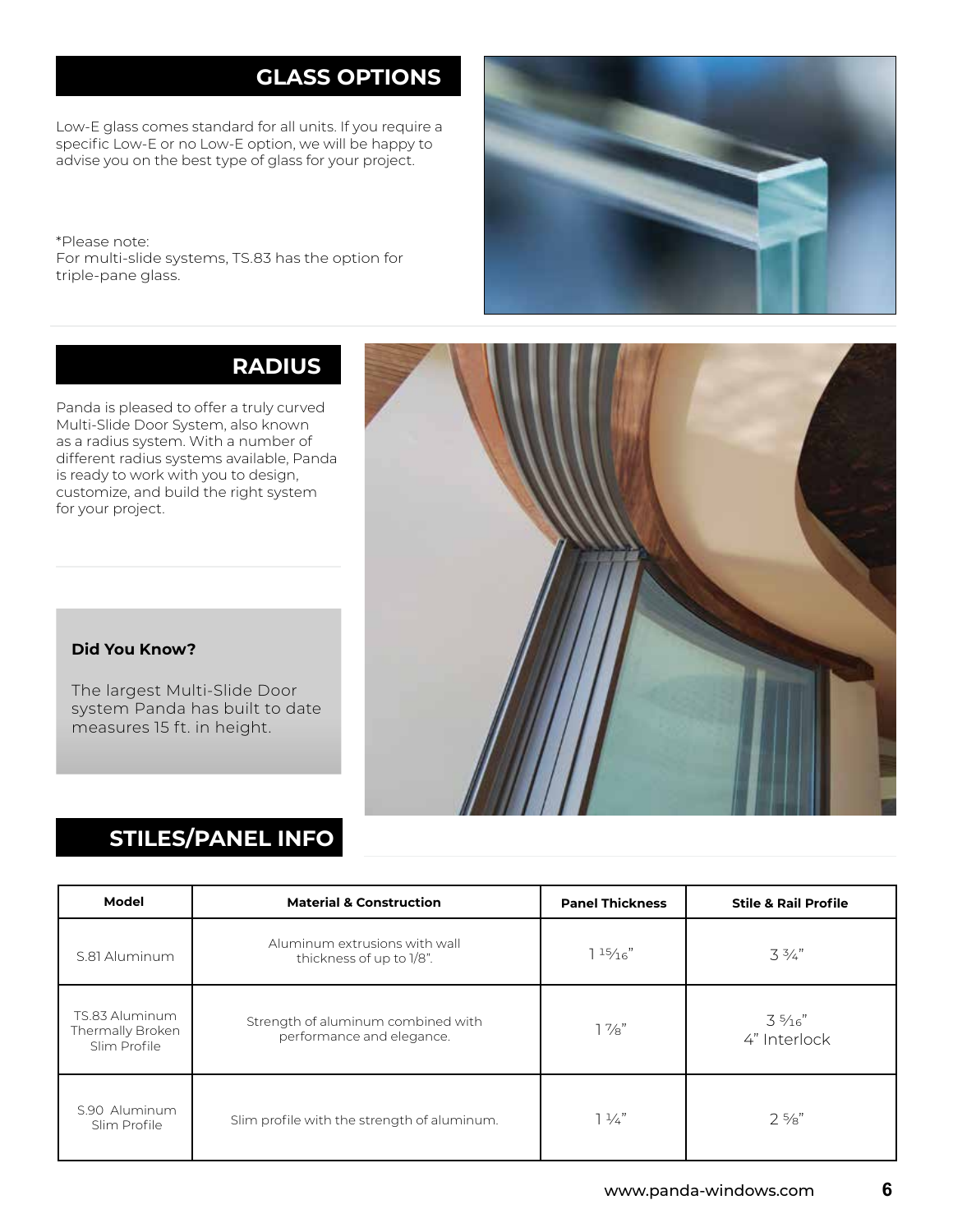## GLASS OPTIONS

Low-E glass comes standard for all units. If you require a specific Low-E or no Low-E option, we will be happy to advise you on the best type of glass for your project.

*Please note:
For multi-slide systems, TS.83 has the option for triple-pane glass.

## RADIUS

Panda is pleased to offer a truly curved Multi-Slide Door System, also known as a radius system. With a number of different radius systems available, Panda is ready to work with you to design, customize, and build the right system for your project.

**Did You Know?**

The largest Multi-Slide Door system Panda has built to date measures 15 ft. in height.

## STILES/PANEL INFO

| Model | Material & Construction | Panel Thickness | Stile & Rail Profile |
|---|---|---|---|
| S.81 Aluminum | Aluminum extrusions with wall thickness of up to 1/8". | 1 15⁄16" | 3 ¾" |
| TS.83 Aluminum Thermally Broken Slim Profile | Strength of aluminum combined with performance and elegance. | 1 ⅞" | 3 5⁄16"<br>4" Interlock |
| S.90 Aluminum Slim Profile | Slim profile with the strength of aluminum. | 1 ¼" | 2 ⅝" |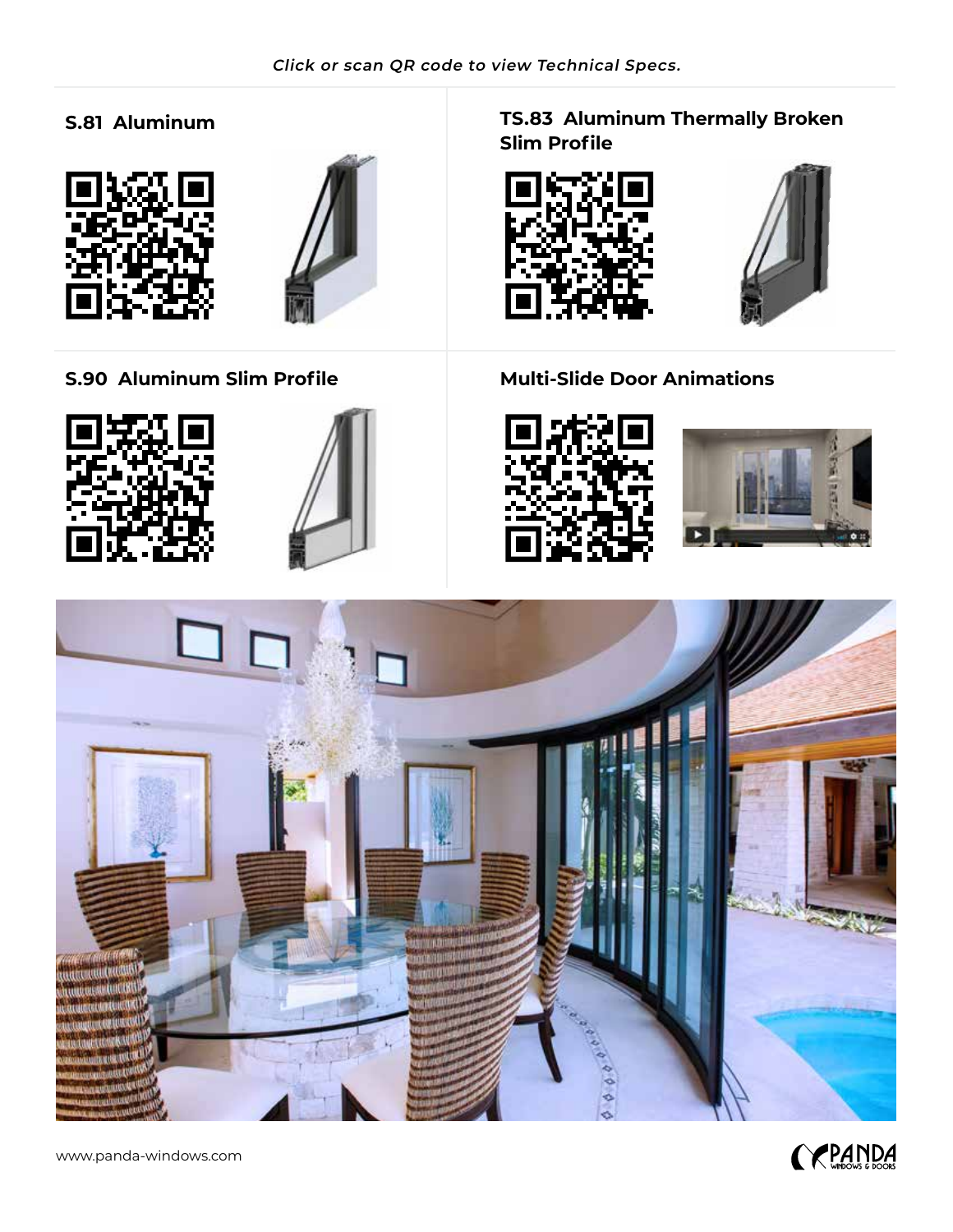*Click or scan QR code to view Technical Specs.*

### S.81 Aluminum

### TS.83 Aluminum Thermally Broken Slim Profile

### S.90 Aluminum Slim Profile

### Multi-Slide Door Animations